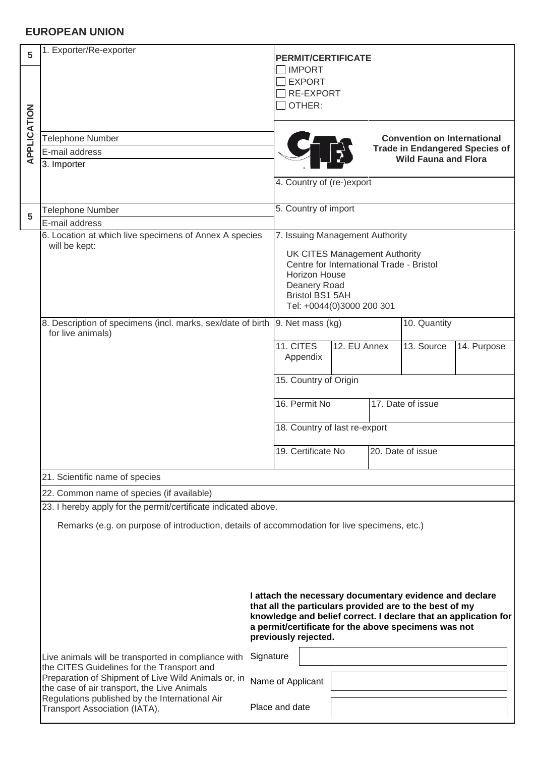## EUROPEAN UNION

**5** | **APPLICATION**

1. Exporter/Re-exporter

Telephone Number

E-mail address

3. Importer

Telephone Number

E-mail address

**PERMIT/CERTIFICATE**

- ☐ IMPORT
- ☐ EXPORT
- ☐ RE-EXPORT
- ☐ OTHER:

**Convention on International Trade in Endangered Species of Wild Fauna and Flora**

4. Country of (re-)export

5. Country of import

6. Location at which live specimens of Annex A species will be kept:

7. Issuing Management Authority

UK CITES Management Authority
Centre for International Trade - Bristol
Horizon House
Deanery Road
Bristol BS1 5AH
Tel: +0044(0)3000 200 301

8. Description of specimens (incl. marks, sex/date of birth for live animals)

| 9. Net mass (kg) | | 10. Quantity | |
|---|---|---|---|
| 11. CITES Appendix | 12. EU Annex | 13. Source | 14. Purpose |
| 15. Country of Origin | | | |
| 16. Permit No | | 17. Date of issue | |
| 18. Country of last re-export | | | |
| 19. Certificate No | | 20. Date of issue | |

21. Scientific name of species

22. Common name of species (if available)

23. I hereby apply for the permit/certificate indicated above.

Remarks (e.g. on purpose of introduction, details of accommodation for live specimens, etc.)

**I attach the necessary documentary evidence and declare that all the particulars provided are to the best of my knowledge and belief correct. I declare that an application for a permit/certificate for the above specimens was not previously rejected.**

Live animals will be transported in compliance with the CITES Guidelines for the Transport and Preparation of Shipment of Live Wild Animals or, in the case of air transport, the Live Animals Regulations published by the International Air Transport Association (IATA).

Signature

Name of Applicant

Place and date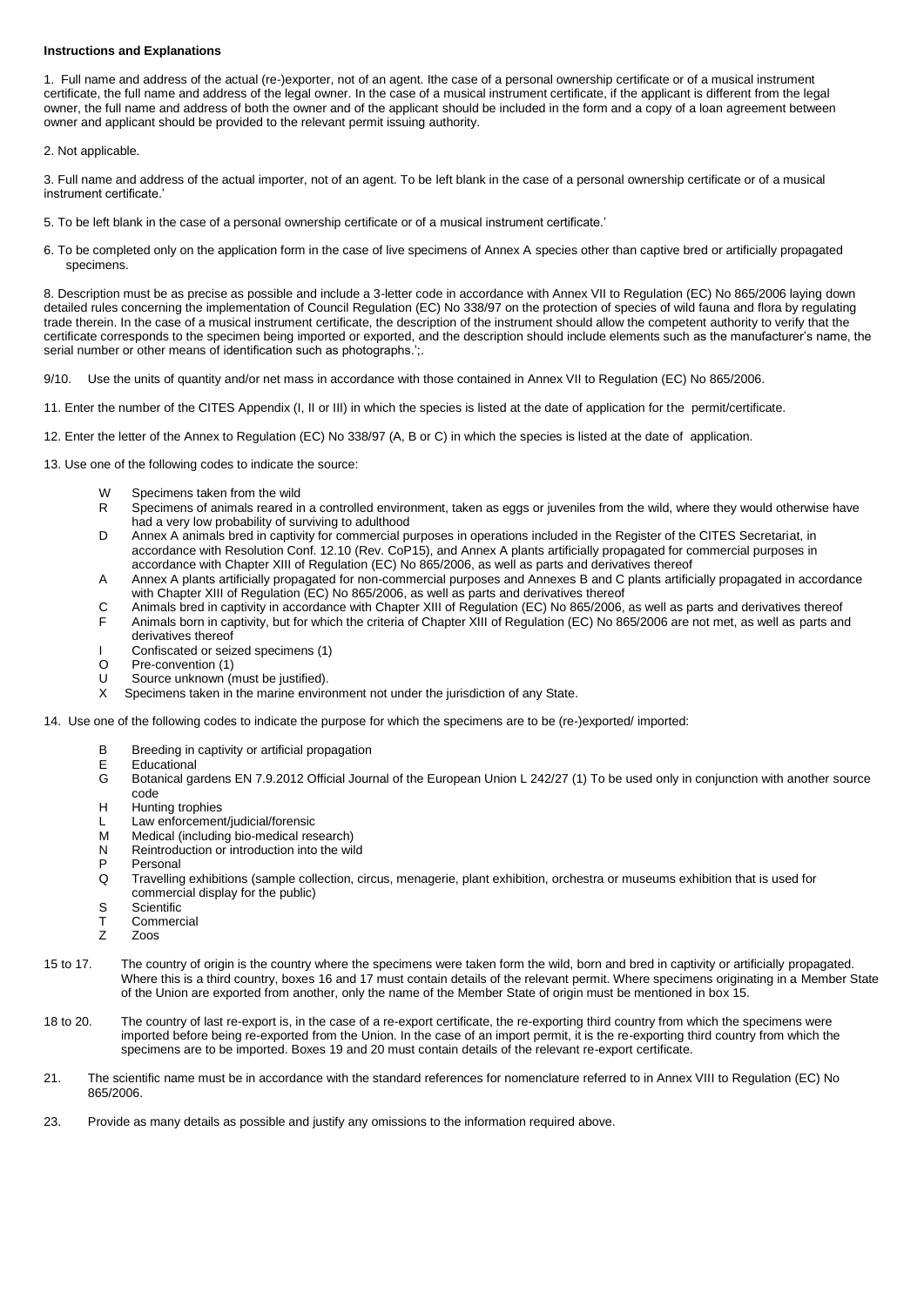**Instructions and Explanations**

1. Full name and address of the actual (re-)exporter, not of an agent. Ithe case of a personal ownership certificate or of a musical instrument certificate, the full name and address of the legal owner. In the case of a musical instrument certificate, if the applicant is different from the legal owner, the full name and address of both the owner and of the applicant should be included in the form and a copy of a loan agreement between owner and applicant should be provided to the relevant permit issuing authority.

2. Not applicable.

3. Full name and address of the actual importer, not of an agent. To be left blank in the case of a personal ownership certificate or of a musical instrument certificate.'

5. To be left blank in the case of a personal ownership certificate or of a musical instrument certificate.'

6. To be completed only on the application form in the case of live specimens of Annex A species other than captive bred or artificially propagated specimens.

8. Description must be as precise as possible and include a 3-letter code in accordance with Annex VII to Regulation (EC) No 865/2006 laying down detailed rules concerning the implementation of Council Regulation (EC) No 338/97 on the protection of species of wild fauna and flora by regulating trade therein. In the case of a musical instrument certificate, the description of the instrument should allow the competent authority to verify that the certificate corresponds to the specimen being imported or exported, and the description should include elements such as the manufacturer's name, the serial number or other means of identification such as photographs.';.

9/10. Use the units of quantity and/or net mass in accordance with those contained in Annex VII to Regulation (EC) No 865/2006.

11. Enter the number of the CITES Appendix (I, II or III) in which the species is listed at the date of application for the permit/certificate.

12. Enter the letter of the Annex to Regulation (EC) No 338/97 (A, B or C) in which the species is listed at the date of application.

13. Use one of the following codes to indicate the source:

- W Specimens taken from the wild
- R Specimens of animals reared in a controlled environment, taken as eggs or juveniles from the wild, where they would otherwise have had a very low probability of surviving to adulthood
- D Annex A animals bred in captivity for commercial purposes in operations included in the Register of the CITES Secretariat, in accordance with Resolution Conf. 12.10 (Rev. CoP15), and Annex A plants artificially propagated for commercial purposes in accordance with Chapter XIII of Regulation (EC) No 865/2006, as well as parts and derivatives thereof
- A Annex A plants artificially propagated for non-commercial purposes and Annexes B and C plants artificially propagated in accordance with Chapter XIII of Regulation (EC) No 865/2006, as well as parts and derivatives thereof
- C Animals bred in captivity in accordance with Chapter XIII of Regulation (EC) No 865/2006, as well as parts and derivatives thereof
- F Animals born in captivity, but for which the criteria of Chapter XIII of Regulation (EC) No 865/2006 are not met, as well as parts and derivatives thereof
- I Confiscated or seized specimens (1)
- O Pre-convention (1)
- U Source unknown (must be justified).
- X Specimens taken in the marine environment not under the jurisdiction of any State.

14. Use one of the following codes to indicate the purpose for which the specimens are to be (re-)exported/ imported:

- B Breeding in captivity or artificial propagation
- E Educational
- G Botanical gardens EN 7.9.2012 Official Journal of the European Union L 242/27 (1) To be used only in conjunction with another source code
- H Hunting trophies
- L Law enforcement/judicial/forensic
- M Medical (including bio-medical research)
- N Reintroduction or introduction into the wild
- P Personal
- Q Travelling exhibitions (sample collection, circus, menagerie, plant exhibition, orchestra or museums exhibition that is used for commercial display for the public)
- S Scientific
- T Commercial
- Z Zoos

15 to 17. The country of origin is the country where the specimens were taken form the wild, born and bred in captivity or artificially propagated. Where this is a third country, boxes 16 and 17 must contain details of the relevant permit. Where specimens originating in a Member State of the Union are exported from another, only the name of the Member State of origin must be mentioned in box 15.

18 to 20. The country of last re-export is, in the case of a re-export certificate, the re-exporting third country from which the specimens were imported before being re-exported from the Union. In the case of an import permit, it is the re-exporting third country from which the specimens are to be imported. Boxes 19 and 20 must contain details of the relevant re-export certificate.

21. The scientific name must be in accordance with the standard references for nomenclature referred to in Annex VIII to Regulation (EC) No 865/2006.

23. Provide as many details as possible and justify any omissions to the information required above.